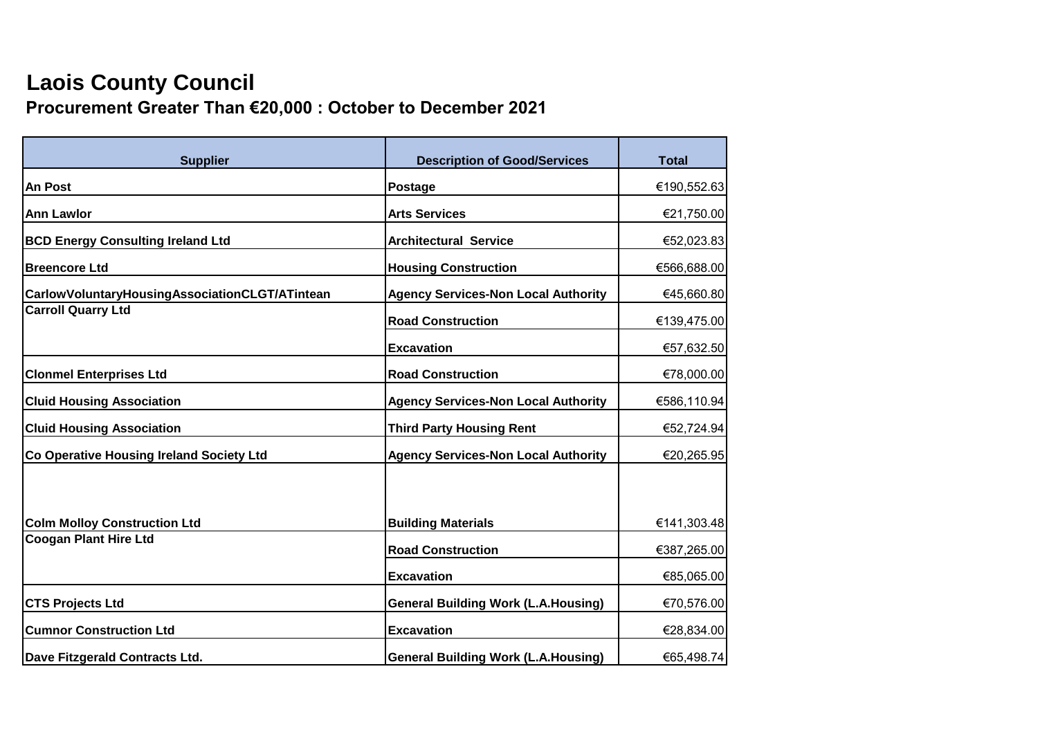# Laois County Council

## Procurement Greater Than €20,000 : October to December 2021

| Supplier | Description of Good/Services | Total |
|---|---|---|
| **An Post** | **Postage** | €190,552.63 |
| **Ann Lawlor** | **Arts Services** | €21,750.00 |
| **BCD Energy Consulting Ireland Ltd** | **Architectural Service** | €52,023.83 |
| **Breencore Ltd** | **Housing Construction** | €566,688.00 |
| **CarlowVoluntaryHousingAssociationCLGT/ATintean** | **Agency Services-Non Local Authority** | €45,660.80 |
| **Carroll Quarry Ltd** | **Road Construction** | €139,475.00 |
| | **Excavation** | €57,632.50 |
| **Clonmel Enterprises Ltd** | **Road Construction** | €78,000.00 |
| **Cluid Housing Association** | **Agency Services-Non Local Authority** | €586,110.94 |
| **Cluid Housing Association** | **Third Party Housing Rent** | €52,724.94 |
| **Co Operative Housing Ireland Society Ltd** | **Agency Services-Non Local Authority** | €20,265.95 |
| **Colm Molloy Construction Ltd** | **Building Materials** | €141,303.48 |
| **Coogan Plant Hire Ltd** | **Road Construction** | €387,265.00 |
| | **Excavation** | €85,065.00 |
| **CTS Projects Ltd** | **General Building Work (L.A.Housing)** | €70,576.00 |
| **Cumnor Construction Ltd** | **Excavation** | €28,834.00 |
| **Dave Fitzgerald Contracts Ltd.** | **General Building Work (L.A.Housing)** | €65,498.74 |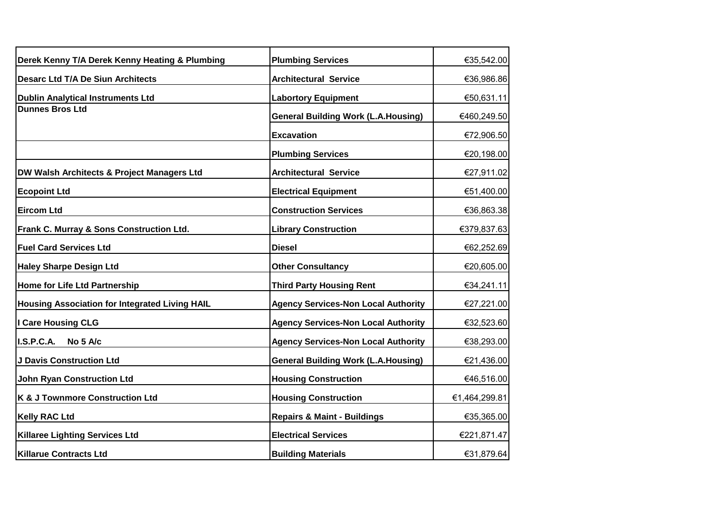| | | |
|---|---|---|
| **Derek Kenny T/A Derek Kenny Heating & Plumbing** | **Plumbing Services** | €35,542.00 |
| **Desarc Ltd T/A De Siun Architects** | **Architectural Service** | €36,986.86 |
| **Dublin Analytical Instruments Ltd** | **Labortory Equipment** | €50,631.11 |
| **Dunnes Bros Ltd** | **General Building Work (L.A.Housing)** | €460,249.50 |
| | **Excavation** | €72,906.50 |
| | **Plumbing Services** | €20,198.00 |
| **DW Walsh Architects & Project Managers Ltd** | **Architectural Service** | €27,911.02 |
| **Ecopoint Ltd** | **Electrical Equipment** | €51,400.00 |
| **Eircom Ltd** | **Construction Services** | €36,863.38 |
| **Frank C. Murray & Sons Construction Ltd.** | **Library Construction** | €379,837.63 |
| **Fuel Card Services Ltd** | **Diesel** | €62,252.69 |
| **Haley Sharpe Design Ltd** | **Other Consultancy** | €20,605.00 |
| **Home for Life Ltd Partnership** | **Third Party Housing Rent** | €34,241.11 |
| **Housing Association for Integrated Living HAIL** | **Agency Services-Non Local Authority** | €27,221.00 |
| **I Care Housing CLG** | **Agency Services-Non Local Authority** | €32,523.60 |
| **I.S.P.C.A. No 5 A/c** | **Agency Services-Non Local Authority** | €38,293.00 |
| **J Davis Construction Ltd** | **General Building Work (L.A.Housing)** | €21,436.00 |
| **John Ryan Construction Ltd** | **Housing Construction** | €46,516.00 |
| **K & J Townmore Construction Ltd** | **Housing Construction** | €1,464,299.81 |
| **Kelly RAC Ltd** | **Repairs & Maint - Buildings** | €35,365.00 |
| **Killaree Lighting Services Ltd** | **Electrical Services** | €221,871.47 |
| **Killarue Contracts Ltd** | **Building Materials** | €31,879.64 |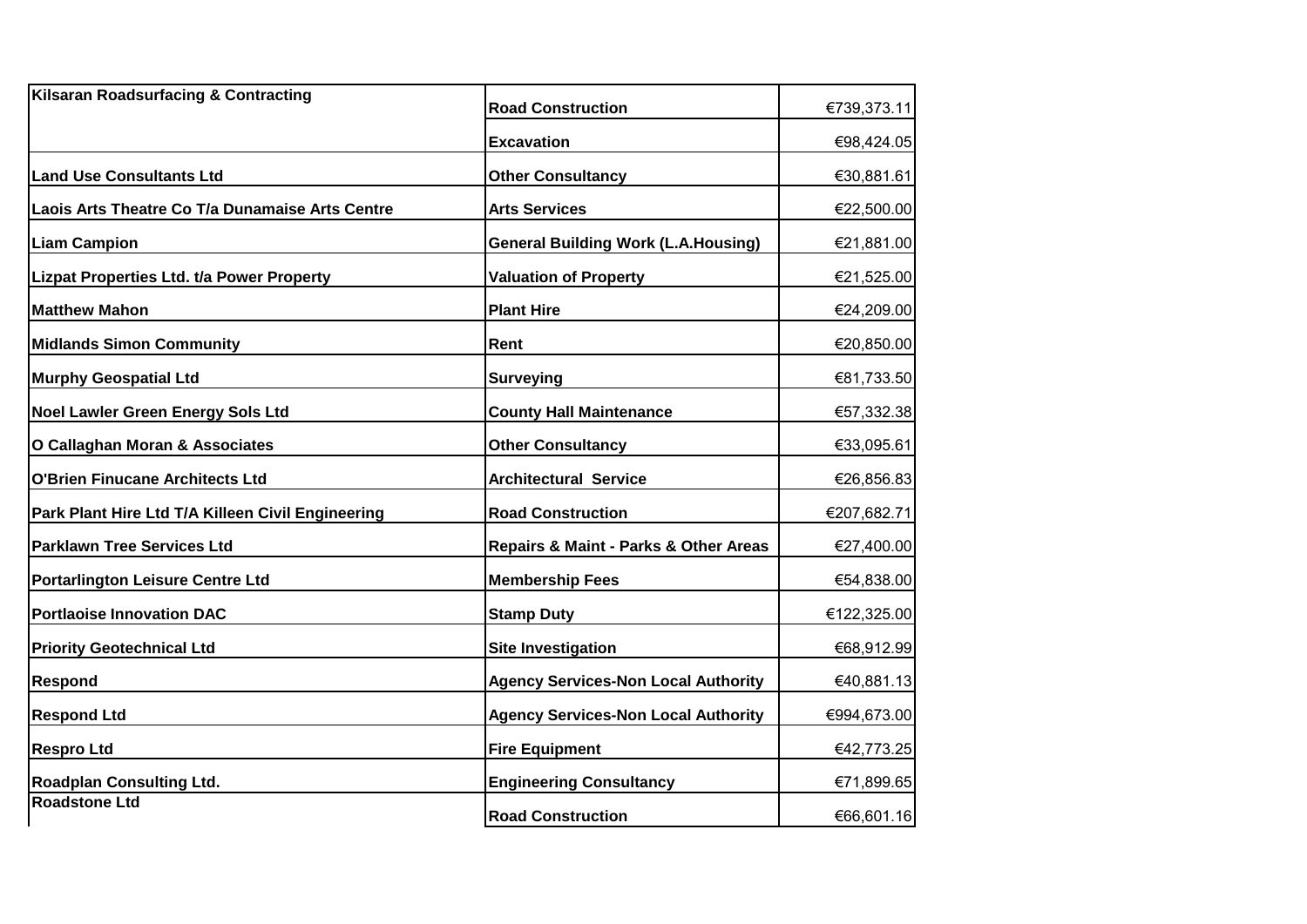| | | |
|---|---|---|
| **Kilsaran Roadsurfacing & Contracting** | **Road Construction** | €739,373.11 |
| | **Excavation** | €98,424.05 |
| **Land Use Consultants Ltd** | **Other Consultancy** | €30,881.61 |
| **Laois Arts Theatre Co T/a Dunamaise Arts Centre** | **Arts Services** | €22,500.00 |
| **Liam Campion** | **General Building Work (L.A.Housing)** | €21,881.00 |
| **Lizpat Properties Ltd. t/a Power Property** | **Valuation of Property** | €21,525.00 |
| **Matthew Mahon** | **Plant Hire** | €24,209.00 |
| **Midlands Simon Community** | **Rent** | €20,850.00 |
| **Murphy Geospatial Ltd** | **Surveying** | €81,733.50 |
| **Noel Lawler Green Energy Sols Ltd** | **County Hall Maintenance** | €57,332.38 |
| **O Callaghan Moran & Associates** | **Other Consultancy** | €33,095.61 |
| **O'Brien Finucane Architects Ltd** | **Architectural Service** | €26,856.83 |
| **Park Plant Hire Ltd T/A Killeen Civil Engineering** | **Road Construction** | €207,682.71 |
| **Parklawn Tree Services Ltd** | **Repairs & Maint - Parks & Other Areas** | €27,400.00 |
| **Portarlington Leisure Centre Ltd** | **Membership Fees** | €54,838.00 |
| **Portlaoise Innovation DAC** | **Stamp Duty** | €122,325.00 |
| **Priority Geotechnical Ltd** | **Site Investigation** | €68,912.99 |
| **Respond** | **Agency Services-Non Local Authority** | €40,881.13 |
| **Respond Ltd** | **Agency Services-Non Local Authority** | €994,673.00 |
| **Respro Ltd** | **Fire Equipment** | €42,773.25 |
| **Roadplan Consulting Ltd.** | **Engineering Consultancy** | €71,899.65 |
| **Roadstone Ltd** | **Road Construction** | €66,601.16 |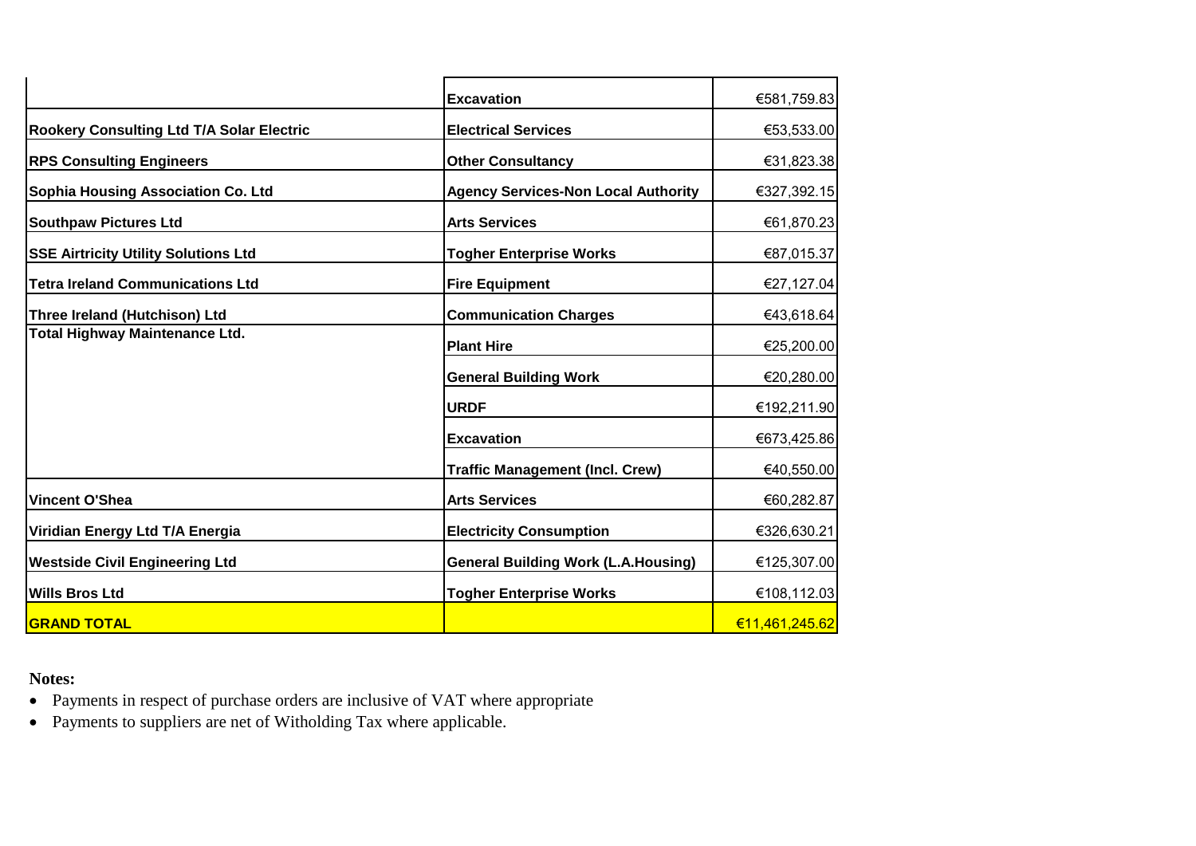| | | |
|---|---|---|
| | **Excavation** | €581,759.83 |
| **Rookery Consulting Ltd T/A Solar Electric** | **Electrical Services** | €53,533.00 |
| **RPS Consulting Engineers** | **Other Consultancy** | €31,823.38 |
| **Sophia Housing Association Co. Ltd** | **Agency Services-Non Local Authority** | €327,392.15 |
| **Southpaw Pictures Ltd** | **Arts Services** | €61,870.23 |
| **SSE Airtricity Utility Solutions Ltd** | **Togher Enterprise Works** | €87,015.37 |
| **Tetra Ireland Communications Ltd** | **Fire Equipment** | €27,127.04 |
| **Three Ireland (Hutchison) Ltd** | **Communication Charges** | €43,618.64 |
| **Total Highway Maintenance Ltd.** | **Plant Hire** | €25,200.00 |
| | **General Building Work** | €20,280.00 |
| | **URDF** | €192,211.90 |
| | **Excavation** | €673,425.86 |
| | **Traffic Management (Incl. Crew)** | €40,550.00 |
| **Vincent O'Shea** | **Arts Services** | €60,282.87 |
| **Viridian Energy Ltd T/A Energia** | **Electricity Consumption** | €326,630.21 |
| **Westside Civil Engineering Ltd** | **General Building Work (L.A.Housing)** | €125,307.00 |
| **Wills Bros Ltd** | **Togher Enterprise Works** | €108,112.03 |
| **GRAND TOTAL** | | €11,461,245.62 |

**Notes:**

- Payments in respect of purchase orders are inclusive of VAT where appropriate
- Payments to suppliers are net of Witholding Tax where applicable.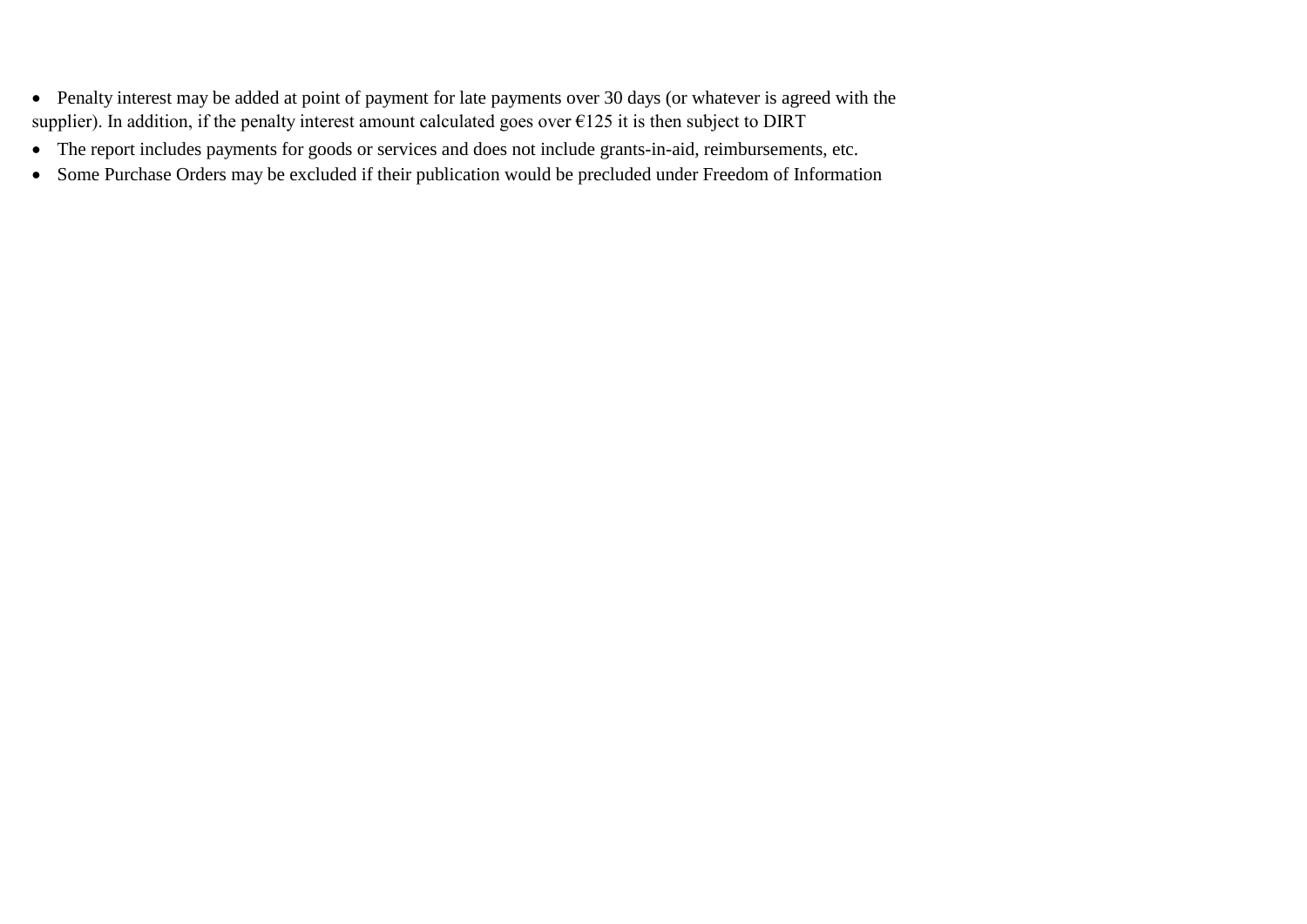- Penalty interest may be added at point of payment for late payments over 30 days (or whatever is agreed with the supplier). In addition, if the penalty interest amount calculated goes over €125 it is then subject to DIRT
- The report includes payments for goods or services and does not include grants-in-aid, reimbursements, etc.
- Some Purchase Orders may be excluded if their publication would be precluded under Freedom of Information